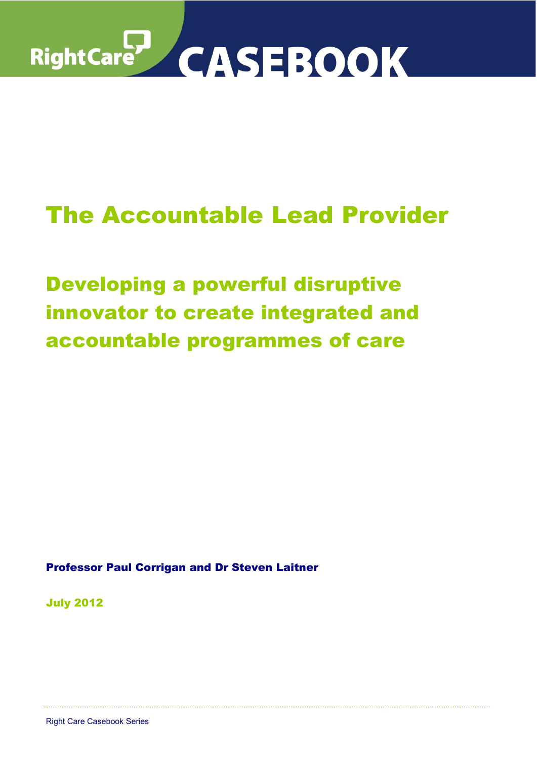RightCare CASEBOOK

# The Accountable Lead Provider

## Developing a powerful disruptive innovator to create integrated and accountable programmes of care

**Professor Paul Corrigan and Dr Steven Laitner**

**July 2012**

Right Care Casebook Series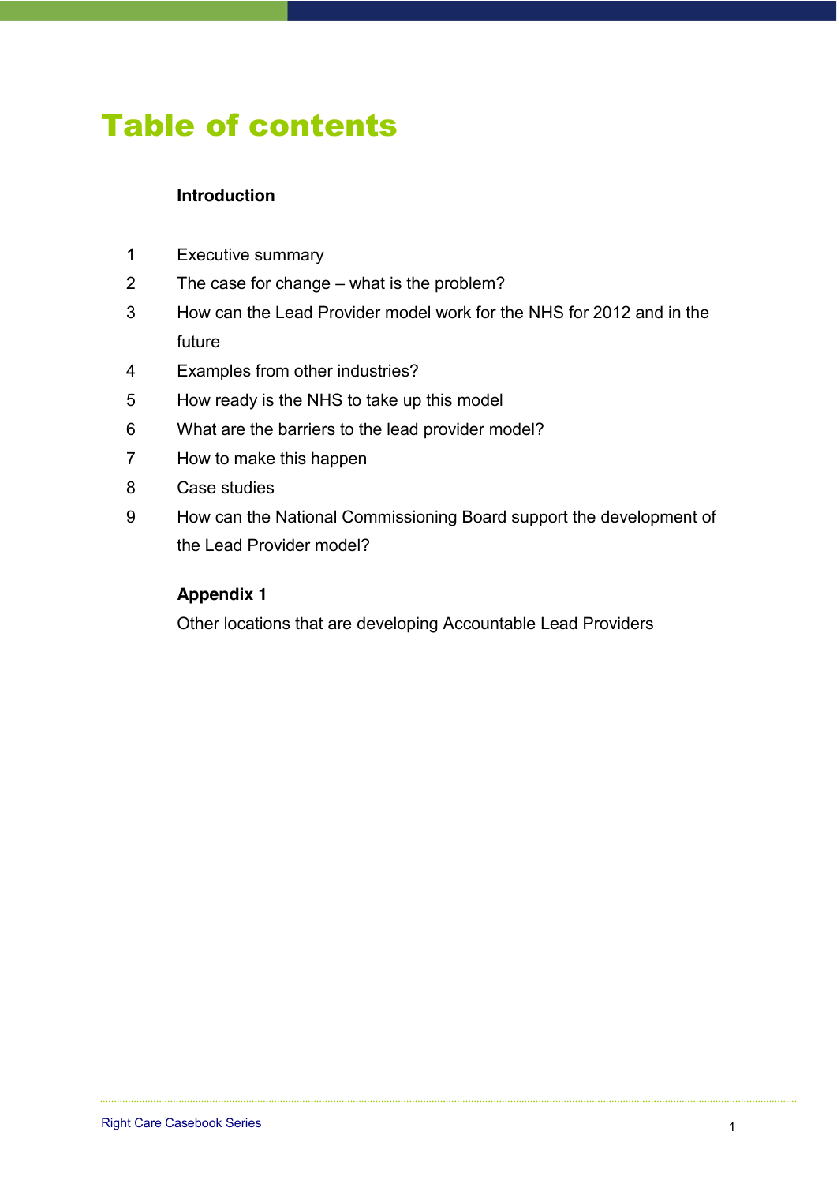# Table of contents

**Introduction**

1. Executive summary
2. The case for change – what is the problem?
3. How can the Lead Provider model work for the NHS for 2012 and in the future
4. Examples from other industries?
5. How ready is the NHS to take up this model
6. What are the barriers to the lead provider model?
7. How to make this happen
8. Case studies
9. How can the National Commissioning Board support the development of the Lead Provider model?

**Appendix 1**

Other locations that are developing Accountable Lead Providers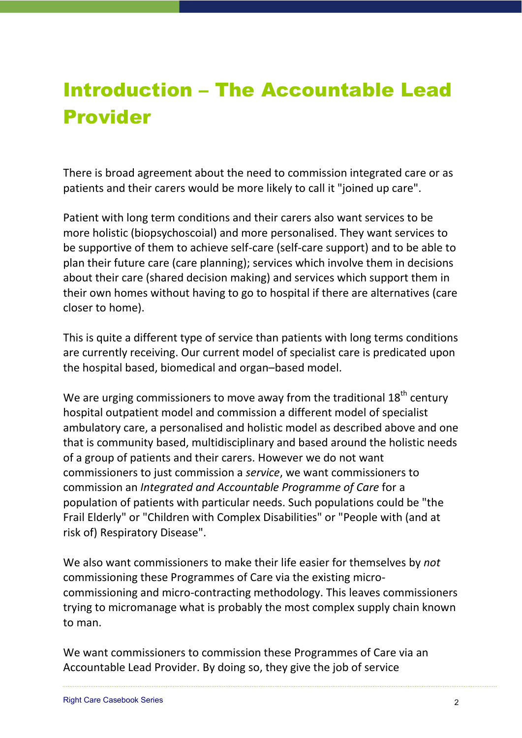# Introduction – The Accountable Lead Provider

There is broad agreement about the need to commission integrated care or as patients and their carers would be more likely to call it "joined up care".

Patient with long term conditions and their carers also want services to be more holistic (biopsychoscoial) and more personalised. They want services to be supportive of them to achieve self-care (self-care support) and to be able to plan their future care (care planning); services which involve them in decisions about their care (shared decision making) and services which support them in their own homes without having to go to hospital if there are alternatives (care closer to home).

This is quite a different type of service than patients with long terms conditions are currently receiving. Our current model of specialist care is predicated upon the hospital based, biomedical and organ–based model.

We are urging commissioners to move away from the traditional 18th century hospital outpatient model and commission a different model of specialist ambulatory care, a personalised and holistic model as described above and one that is community based, multidisciplinary and based around the holistic needs of a group of patients and their carers. However we do not want commissioners to just commission a *service*, we want commissioners to commission an *Integrated and Accountable Programme of Care* for a population of patients with particular needs. Such populations could be "the Frail Elderly" or "Children with Complex Disabilities" or "People with (and at risk of) Respiratory Disease".

We also want commissioners to make their life easier for themselves by *not* commissioning these Programmes of Care via the existing micro-commissioning and micro-contracting methodology. This leaves commissioners trying to micromanage what is probably the most complex supply chain known to man.

We want commissioners to commission these Programmes of Care via an Accountable Lead Provider. By doing so, they give the job of service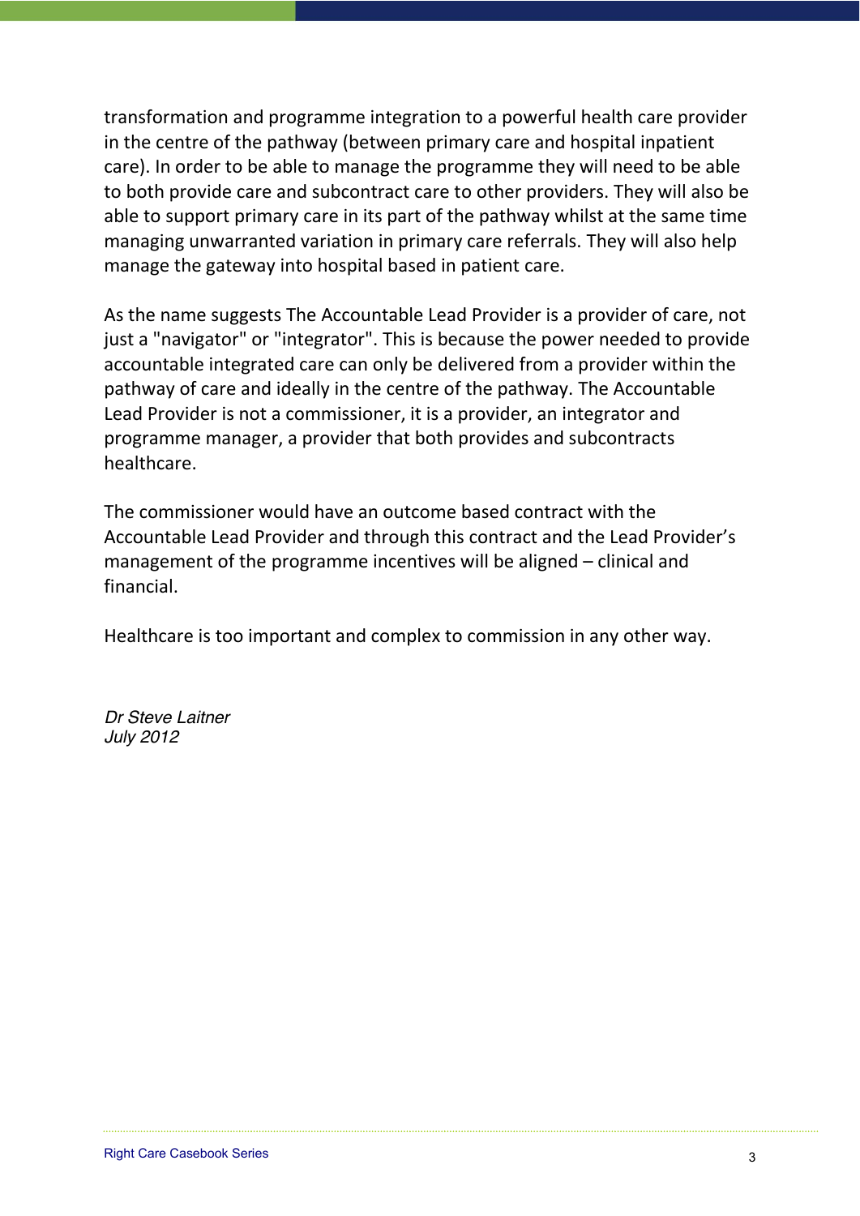transformation and programme integration to a powerful health care provider in the centre of the pathway (between primary care and hospital inpatient care). In order to be able to manage the programme they will need to be able to both provide care and subcontract care to other providers. They will also be able to support primary care in its part of the pathway whilst at the same time managing unwarranted variation in primary care referrals. They will also help manage the gateway into hospital based in patient care.

As the name suggests The Accountable Lead Provider is a provider of care, not just a "navigator" or "integrator". This is because the power needed to provide accountable integrated care can only be delivered from a provider within the pathway of care and ideally in the centre of the pathway. The Accountable Lead Provider is not a commissioner, it is a provider, an integrator and programme manager, a provider that both provides and subcontracts healthcare.

The commissioner would have an outcome based contract with the Accountable Lead Provider and through this contract and the Lead Provider's management of the programme incentives will be aligned – clinical and financial.

Healthcare is too important and complex to commission in any other way.

*Dr Steve Laitner*
*July 2012*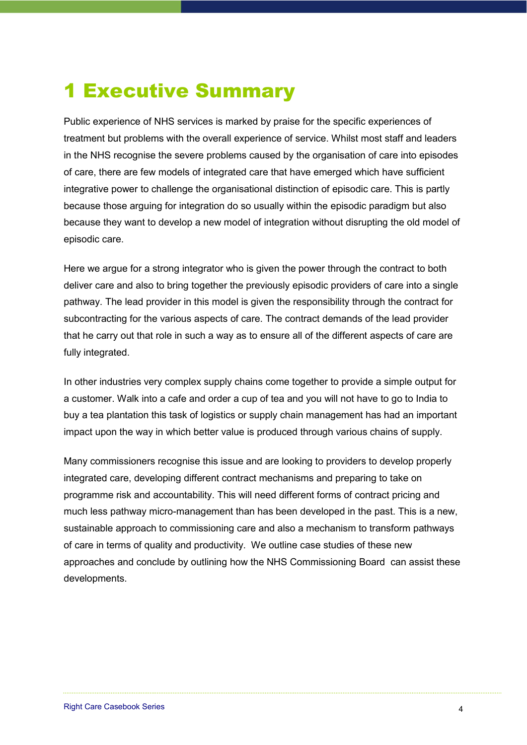# 1 Executive Summary

Public experience of NHS services is marked by praise for the specific experiences of treatment but problems with the overall experience of service. Whilst most staff and leaders in the NHS recognise the severe problems caused by the organisation of care into episodes of care, there are few models of integrated care that have emerged which have sufficient integrative power to challenge the organisational distinction of episodic care. This is partly because those arguing for integration do so usually within the episodic paradigm but also because they want to develop a new model of integration without disrupting the old model of episodic care.

Here we argue for a strong integrator who is given the power through the contract to both deliver care and also to bring together the previously episodic providers of care into a single pathway. The lead provider in this model is given the responsibility through the contract for subcontracting for the various aspects of care. The contract demands of the lead provider that he carry out that role in such a way as to ensure all of the different aspects of care are fully integrated.

In other industries very complex supply chains come together to provide a simple output for a customer. Walk into a cafe and order a cup of tea and you will not have to go to India to buy a tea plantation this task of logistics or supply chain management has had an important impact upon the way in which better value is produced through various chains of supply.

Many commissioners recognise this issue and are looking to providers to develop properly integrated care, developing different contract mechanisms and preparing to take on programme risk and accountability. This will need different forms of contract pricing and much less pathway micro-management than has been developed in the past. This is a new, sustainable approach to commissioning care and also a mechanism to transform pathways of care in terms of quality and productivity. We outline case studies of these new approaches and conclude by outlining how the NHS Commissioning Board can assist these developments.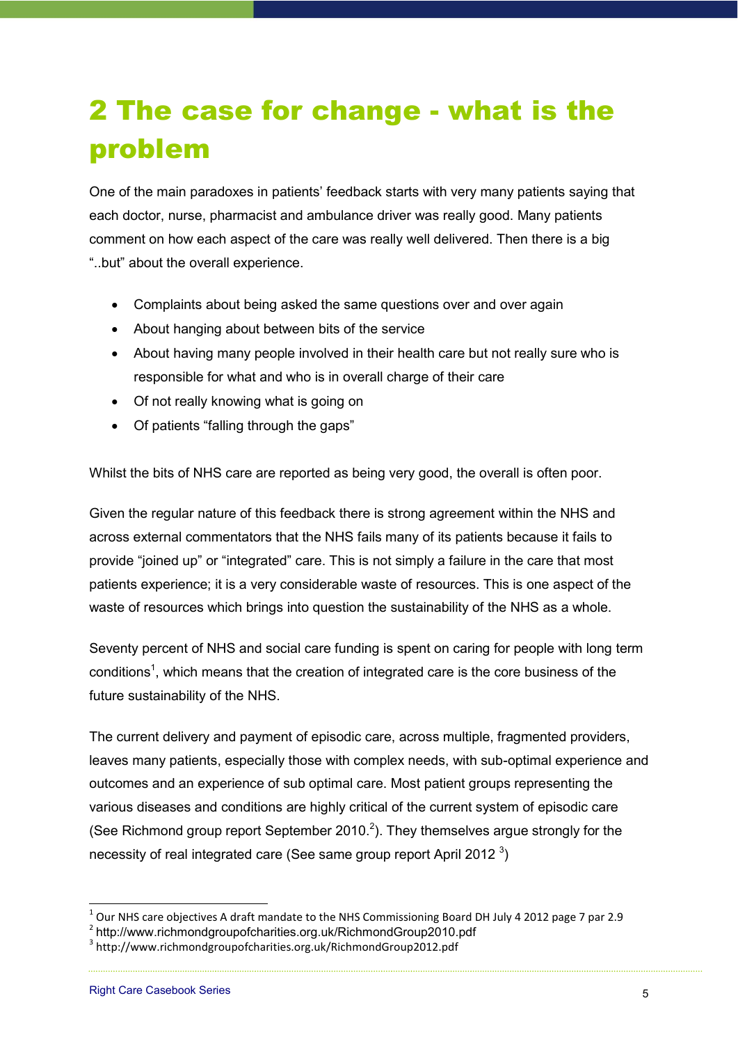# 2 The case for change - what is the problem

One of the main paradoxes in patients' feedback starts with very many patients saying that each doctor, nurse, pharmacist and ambulance driver was really good. Many patients comment on how each aspect of the care was really well delivered. Then there is a big "..but" about the overall experience.

- Complaints about being asked the same questions over and over again
- About hanging about between bits of the service
- About having many people involved in their health care but not really sure who is responsible for what and who is in overall charge of their care
- Of not really knowing what is going on
- Of patients "falling through the gaps"

Whilst the bits of NHS care are reported as being very good, the overall is often poor.

Given the regular nature of this feedback there is strong agreement within the NHS and across external commentators that the NHS fails many of its patients because it fails to provide "joined up" or "integrated" care. This is not simply a failure in the care that most patients experience; it is a very considerable waste of resources. This is one aspect of the waste of resources which brings into question the sustainability of the NHS as a whole.

Seventy percent of NHS and social care funding is spent on caring for people with long term conditions[1], which means that the creation of integrated care is the core business of the future sustainability of the NHS.

The current delivery and payment of episodic care, across multiple, fragmented providers, leaves many patients, especially those with complex needs, with sub-optimal experience and outcomes and an experience of sub optimal care. Most patient groups representing the various diseases and conditions are highly critical of the current system of episodic care (See Richmond group report September 2010.[2]). They themselves argue strongly for the necessity of real integrated care (See same group report April 2012 [3])

[1] Our NHS care objectives A draft mandate to the NHS Commissioning Board DH July 4 2012 page 7 par 2.9

[2] http://www.richmondgroupofcharities.org.uk/RichmondGroup2010.pdf

[3] http://www.richmondgroupofcharities.org.uk/RichmondGroup2012.pdf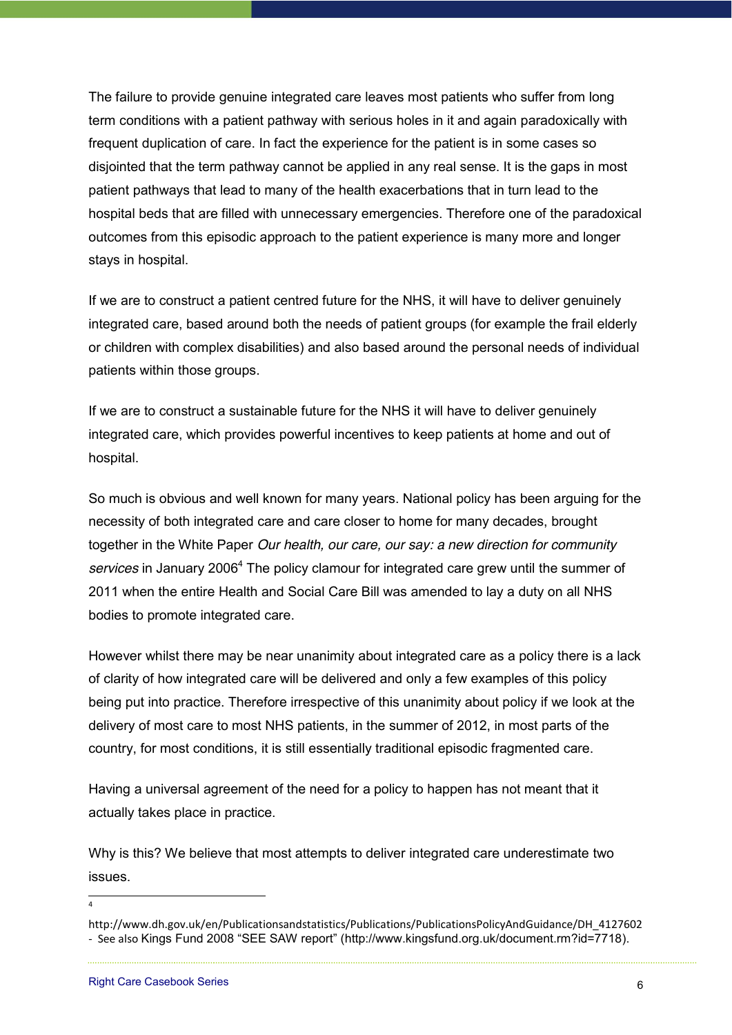The failure to provide genuine integrated care leaves most patients who suffer from long term conditions with a patient pathway with serious holes in it and again paradoxically with frequent duplication of care. In fact the experience for the patient is in some cases so disjointed that the term pathway cannot be applied in any real sense. It is the gaps in most patient pathways that lead to many of the health exacerbations that in turn lead to the hospital beds that are filled with unnecessary emergencies. Therefore one of the paradoxical outcomes from this episodic approach to the patient experience is many more and longer stays in hospital.

If we are to construct a patient centred future for the NHS, it will have to deliver genuinely integrated care, based around both the needs of patient groups (for example the frail elderly or children with complex disabilities) and also based around the personal needs of individual patients within those groups.

If we are to construct a sustainable future for the NHS it will have to deliver genuinely integrated care, which provides powerful incentives to keep patients at home and out of hospital.

So much is obvious and well known for many years. National policy has been arguing for the necessity of both integrated care and care closer to home for many decades, brought together in the White Paper *Our health, our care, our say: a new direction for community services* in January 2006[4] The policy clamour for integrated care grew until the summer of 2011 when the entire Health and Social Care Bill was amended to lay a duty on all NHS bodies to promote integrated care.

However whilst there may be near unanimity about integrated care as a policy there is a lack of clarity of how integrated care will be delivered and only a few examples of this policy being put into practice. Therefore irrespective of this unanimity about policy if we look at the delivery of most care to most NHS patients, in the summer of 2012, in most parts of the country, for most conditions, it is still essentially traditional episodic fragmented care.

Having a universal agreement of the need for a policy to happen has not meant that it actually takes place in practice.

Why is this? We believe that most attempts to deliver integrated care underestimate two issues.

---

[4] http://www.dh.gov.uk/en/Publicationsandstatistics/Publications/PublicationsPolicyAndGuidance/DH_4127602 - See also Kings Fund 2008 "SEE SAW report" (http://www.kingsfund.org.uk/document.rm?id=7718).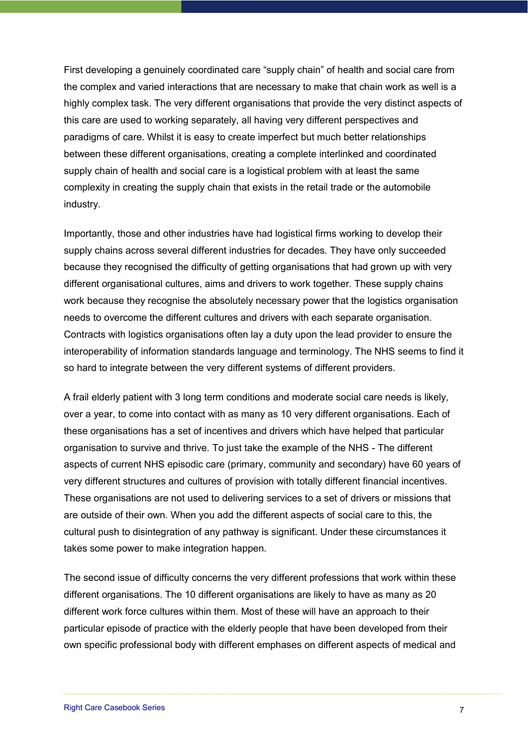First developing a genuinely coordinated care "supply chain" of health and social care from the complex and varied interactions that are necessary to make that chain work as well is a highly complex task. The very different organisations that provide the very distinct aspects of this care are used to working separately, all having very different perspectives and paradigms of care. Whilst it is easy to create imperfect but much better relationships between these different organisations, creating a complete interlinked and coordinated supply chain of health and social care is a logistical problem with at least the same complexity in creating the supply chain that exists in the retail trade or the automobile industry.

Importantly, those and other industries have had logistical firms working to develop their supply chains across several different industries for decades. They have only succeeded because they recognised the difficulty of getting organisations that had grown up with very different organisational cultures, aims and drivers to work together. These supply chains work because they recognise the absolutely necessary power that the logistics organisation needs to overcome the different cultures and drivers with each separate organisation. Contracts with logistics organisations often lay a duty upon the lead provider to ensure the interoperability of information standards language and terminology. The NHS seems to find it so hard to integrate between the very different systems of different providers.

A frail elderly patient with 3 long term conditions and moderate social care needs is likely, over a year, to come into contact with as many as 10 very different organisations. Each of these organisations has a set of incentives and drivers which have helped that particular organisation to survive and thrive. To just take the example of the NHS - The different aspects of current NHS episodic care (primary, community and secondary) have 60 years of very different structures and cultures of provision with totally different financial incentives. These organisations are not used to delivering services to a set of drivers or missions that are outside of their own. When you add the different aspects of social care to this, the cultural push to disintegration of any pathway is significant. Under these circumstances it takes some power to make integration happen.

The second issue of difficulty concerns the very different professions that work within these different organisations. The 10 different organisations are likely to have as many as 20 different work force cultures within them. Most of these will have an approach to their particular episode of practice with the elderly people that have been developed from their own specific professional body with different emphases on different aspects of medical and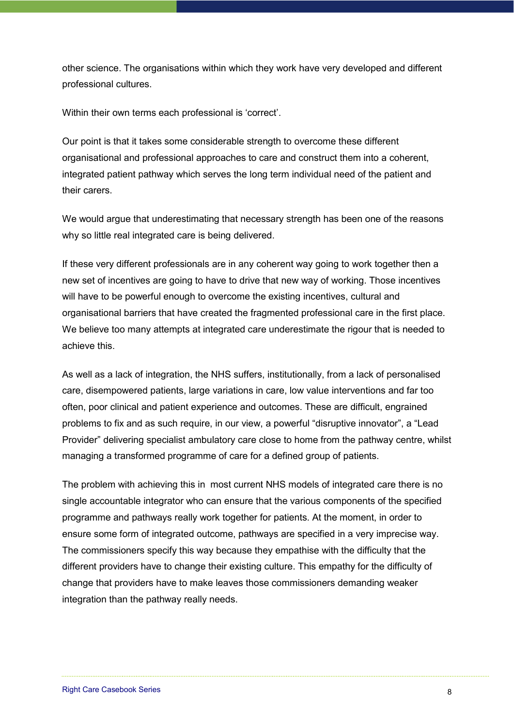other science. The organisations within which they work have very developed and different professional cultures.

Within their own terms each professional is 'correct'.

Our point is that it takes some considerable strength to overcome these different organisational and professional approaches to care and construct them into a coherent, integrated patient pathway which serves the long term individual need of the patient and their carers.

We would argue that underestimating that necessary strength has been one of the reasons why so little real integrated care is being delivered.

If these very different professionals are in any coherent way going to work together then a new set of incentives are going to have to drive that new way of working. Those incentives will have to be powerful enough to overcome the existing incentives, cultural and organisational barriers that have created the fragmented professional care in the first place. We believe too many attempts at integrated care underestimate the rigour that is needed to achieve this.

As well as a lack of integration, the NHS suffers, institutionally, from a lack of personalised care, disempowered patients, large variations in care, low value interventions and far too often, poor clinical and patient experience and outcomes. These are difficult, engrained problems to fix and as such require, in our view, a powerful "disruptive innovator", a "Lead Provider" delivering specialist ambulatory care close to home from the pathway centre, whilst managing a transformed programme of care for a defined group of patients.

The problem with achieving this in most current NHS models of integrated care there is no single accountable integrator who can ensure that the various components of the specified programme and pathways really work together for patients. At the moment, in order to ensure some form of integrated outcome, pathways are specified in a very imprecise way. The commissioners specify this way because they empathise with the difficulty that the different providers have to change their existing culture. This empathy for the difficulty of change that providers have to make leaves those commissioners demanding weaker integration than the pathway really needs.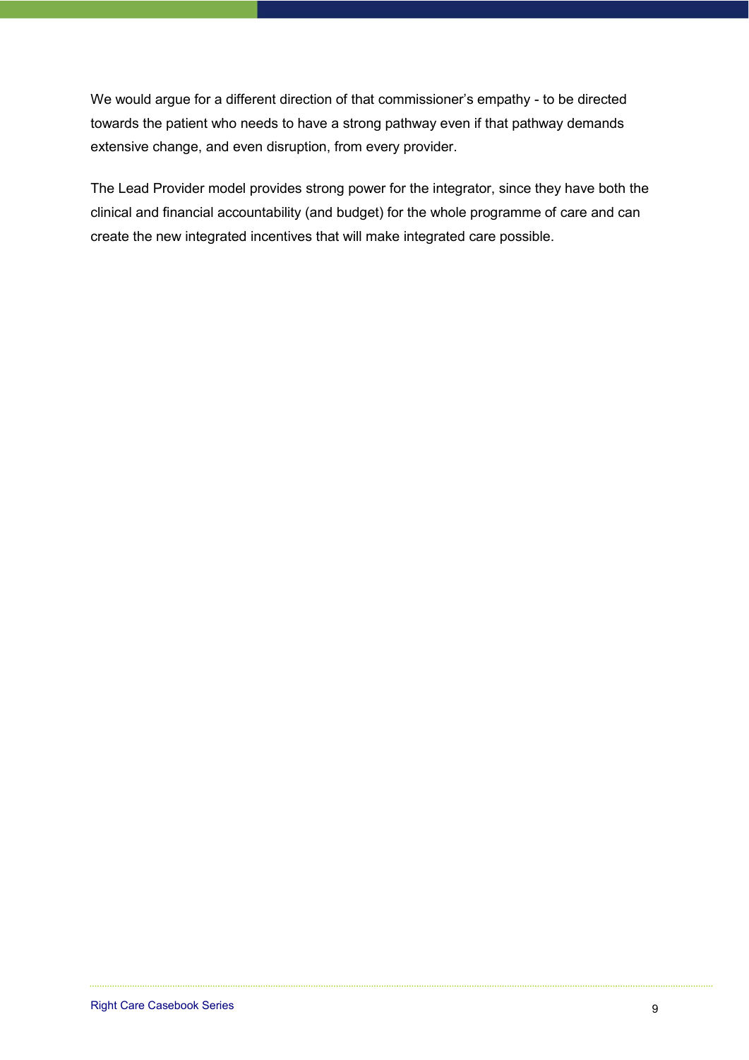We would argue for a different direction of that commissioner's empathy - to be directed towards the patient who needs to have a strong pathway even if that pathway demands extensive change, and even disruption, from every provider.

The Lead Provider model provides strong power for the integrator, since they have both the clinical and financial accountability (and budget) for the whole programme of care and can create the new integrated incentives that will make integrated care possible.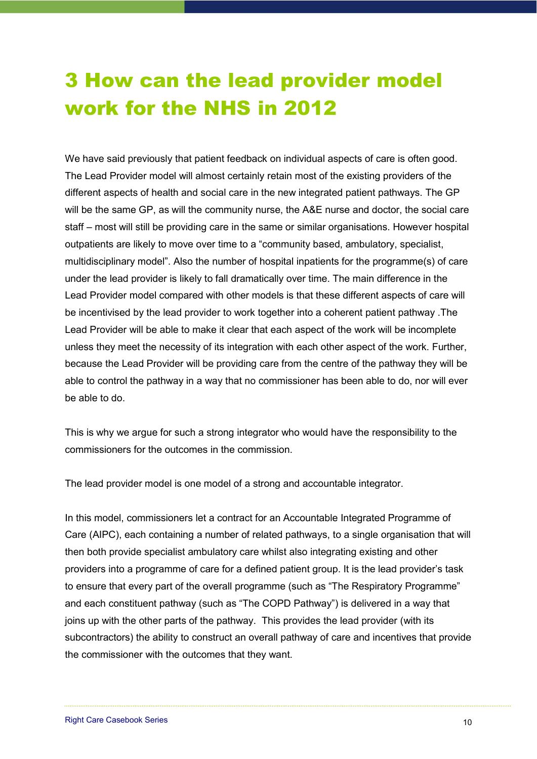# 3 How can the lead provider model work for the NHS in 2012

We have said previously that patient feedback on individual aspects of care is often good. The Lead Provider model will almost certainly retain most of the existing providers of the different aspects of health and social care in the new integrated patient pathways. The GP will be the same GP, as will the community nurse, the A&E nurse and doctor, the social care staff – most will still be providing care in the same or similar organisations. However hospital outpatients are likely to move over time to a "community based, ambulatory, specialist, multidisciplinary model". Also the number of hospital inpatients for the programme(s) of care under the lead provider is likely to fall dramatically over time. The main difference in the Lead Provider model compared with other models is that these different aspects of care will be incentivised by the lead provider to work together into a coherent patient pathway .The Lead Provider will be able to make it clear that each aspect of the work will be incomplete unless they meet the necessity of its integration with each other aspect of the work. Further, because the Lead Provider will be providing care from the centre of the pathway they will be able to control the pathway in a way that no commissioner has been able to do, nor will ever be able to do.

This is why we argue for such a strong integrator who would have the responsibility to the commissioners for the outcomes in the commission.

The lead provider model is one model of a strong and accountable integrator.

In this model, commissioners let a contract for an Accountable Integrated Programme of Care (AIPC), each containing a number of related pathways, to a single organisation that will then both provide specialist ambulatory care whilst also integrating existing and other providers into a programme of care for a defined patient group. It is the lead provider's task to ensure that every part of the overall programme (such as "The Respiratory Programme" and each constituent pathway (such as "The COPD Pathway") is delivered in a way that joins up with the other parts of the pathway. This provides the lead provider (with its subcontractors) the ability to construct an overall pathway of care and incentives that provide the commissioner with the outcomes that they want.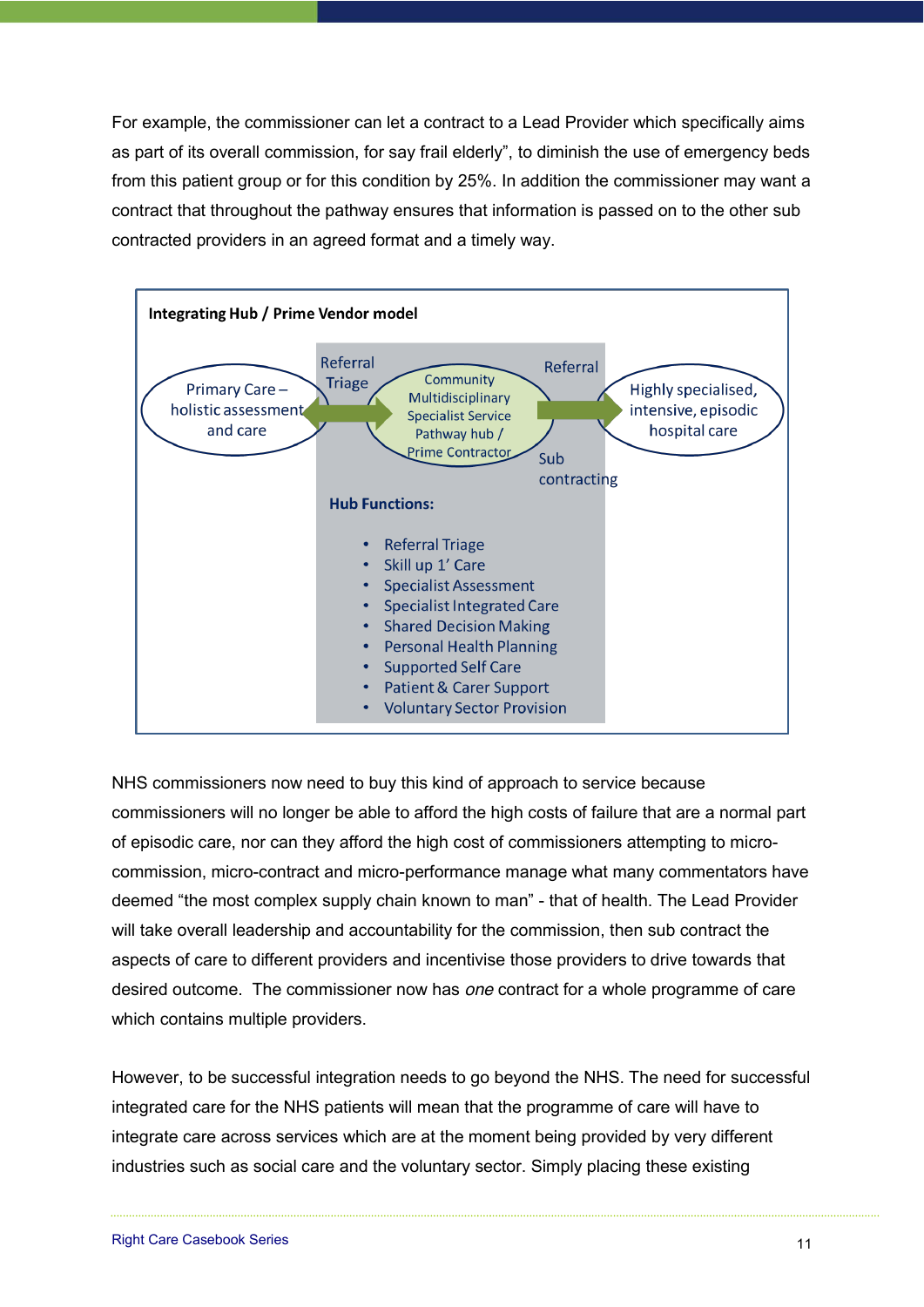For example, the commissioner can let a contract to a Lead Provider which specifically aims as part of its overall commission, for say frail elderly", to diminish the use of emergency beds from this patient group or for this condition by 25%. In addition the commissioner may want a contract that throughout the pathway ensures that information is passed on to the other sub contracted providers in an agreed format and a timely way.

**Integrating Hub / Prime Vendor model**

Primary Care – holistic assessment and care → Referral Triage → Community Multidisciplinary Specialist Service Pathway hub / Prime Contractor → Referral → Highly specialised, intensive, episodic hospital care

Sub contracting

**Hub Functions:**

- Referral Triage
- Skill up 1' Care
- Specialist Assessment
- Specialist Integrated Care
- Shared Decision Making
- Personal Health Planning
- Supported Self Care
- Patient & Carer Support
- Voluntary Sector Provision

NHS commissioners now need to buy this kind of approach to service because commissioners will no longer be able to afford the high costs of failure that are a normal part of episodic care, nor can they afford the high cost of commissioners attempting to micro-commission, micro-contract and micro-performance manage what many commentators have deemed "the most complex supply chain known to man" - that of health. The Lead Provider will take overall leadership and accountability for the commission, then sub contract the aspects of care to different providers and incentivise those providers to drive towards that desired outcome. The commissioner now has *one* contract for a whole programme of care which contains multiple providers.

However, to be successful integration needs to go beyond the NHS. The need for successful integrated care for the NHS patients will mean that the programme of care will have to integrate care across services which are at the moment being provided by very different industries such as social care and the voluntary sector. Simply placing these existing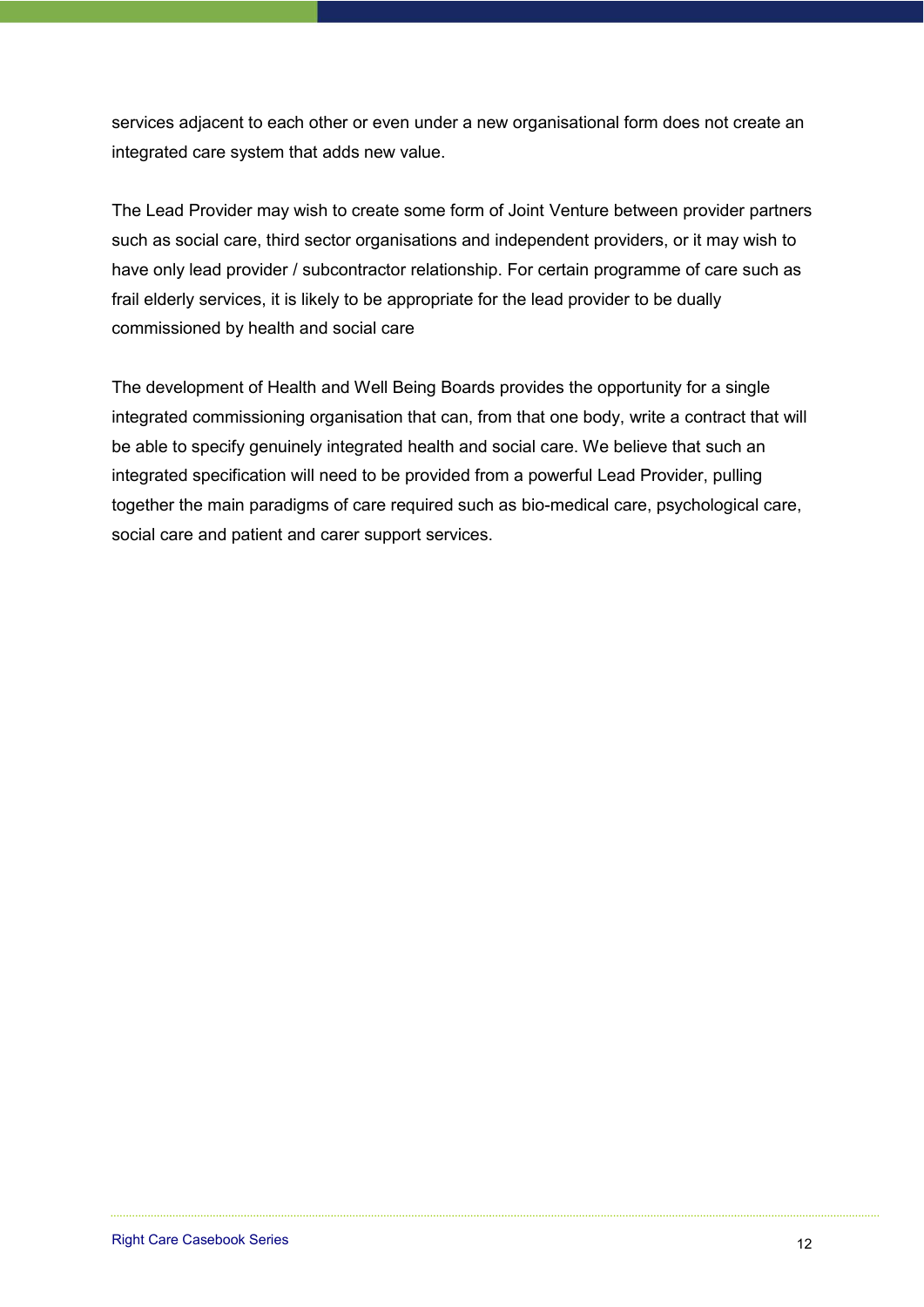services adjacent to each other or even under a new organisational form does not create an integrated care system that adds new value.

The Lead Provider may wish to create some form of Joint Venture between provider partners such as social care, third sector organisations and independent providers, or it may wish to have only lead provider / subcontractor relationship. For certain programme of care such as frail elderly services, it is likely to be appropriate for the lead provider to be dually commissioned by health and social care

The development of Health and Well Being Boards provides the opportunity for a single integrated commissioning organisation that can, from that one body, write a contract that will be able to specify genuinely integrated health and social care. We believe that such an integrated specification will need to be provided from a powerful Lead Provider, pulling together the main paradigms of care required such as bio-medical care, psychological care, social care and patient and carer support services.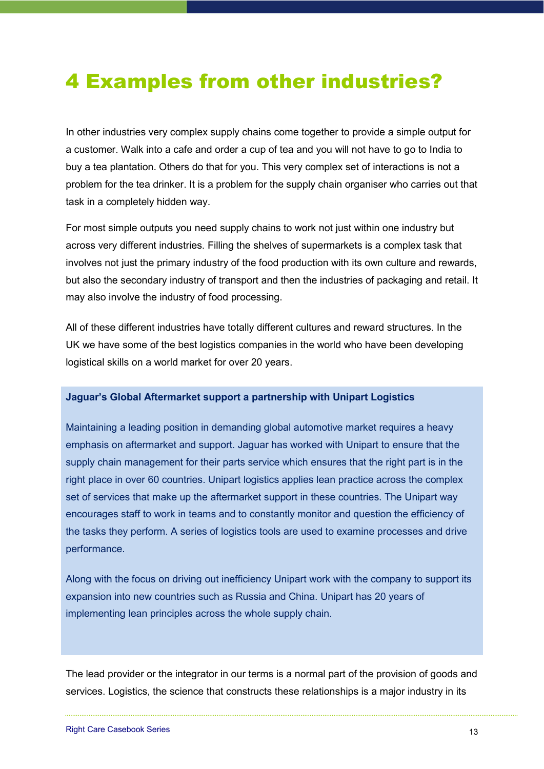# 4 Examples from other industries?

In other industries very complex supply chains come together to provide a simple output for a customer. Walk into a cafe and order a cup of tea and you will not have to go to India to buy a tea plantation. Others do that for you. This very complex set of interactions is not a problem for the tea drinker. It is a problem for the supply chain organiser who carries out that task in a completely hidden way.

For most simple outputs you need supply chains to work not just within one industry but across very different industries. Filling the shelves of supermarkets is a complex task that involves not just the primary industry of the food production with its own culture and rewards, but also the secondary industry of transport and then the industries of packaging and retail. It may also involve the industry of food processing.

All of these different industries have totally different cultures and reward structures. In the UK we have some of the best logistics companies in the world who have been developing logistical skills on a world market for over 20 years.

**Jaguar's Global Aftermarket support a partnership with Unipart Logistics**

Maintaining a leading position in demanding global automotive market requires a heavy emphasis on aftermarket and support. Jaguar has worked with Unipart to ensure that the supply chain management for their parts service which ensures that the right part is in the right place in over 60 countries. Unipart logistics applies lean practice across the complex set of services that make up the aftermarket support in these countries. The Unipart way encourages staff to work in teams and to constantly monitor and question the efficiency of the tasks they perform. A series of logistics tools are used to examine processes and drive performance.

Along with the focus on driving out inefficiency Unipart work with the company to support its expansion into new countries such as Russia and China. Unipart has 20 years of implementing lean principles across the whole supply chain.

The lead provider or the integrator in our terms is a normal part of the provision of goods and services. Logistics, the science that constructs these relationships is a major industry in its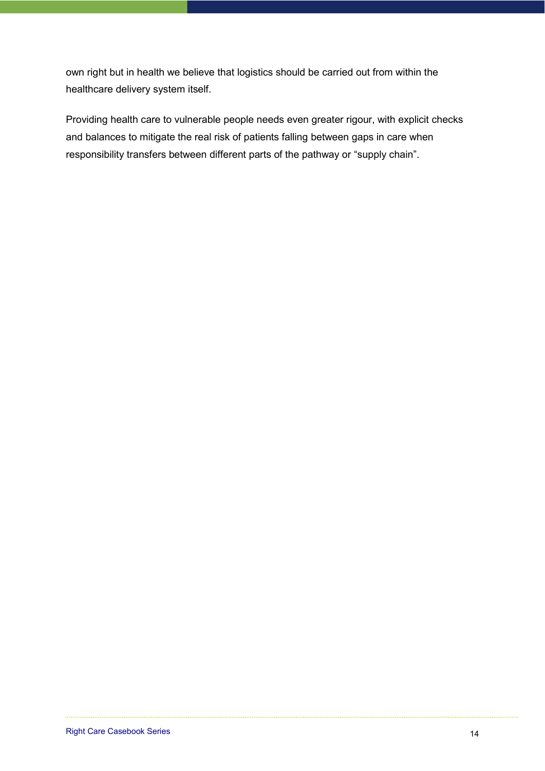own right but in health we believe that logistics should be carried out from within the healthcare delivery system itself.

Providing health care to vulnerable people needs even greater rigour, with explicit checks and balances to mitigate the real risk of patients falling between gaps in care when responsibility transfers between different parts of the pathway or “supply chain”.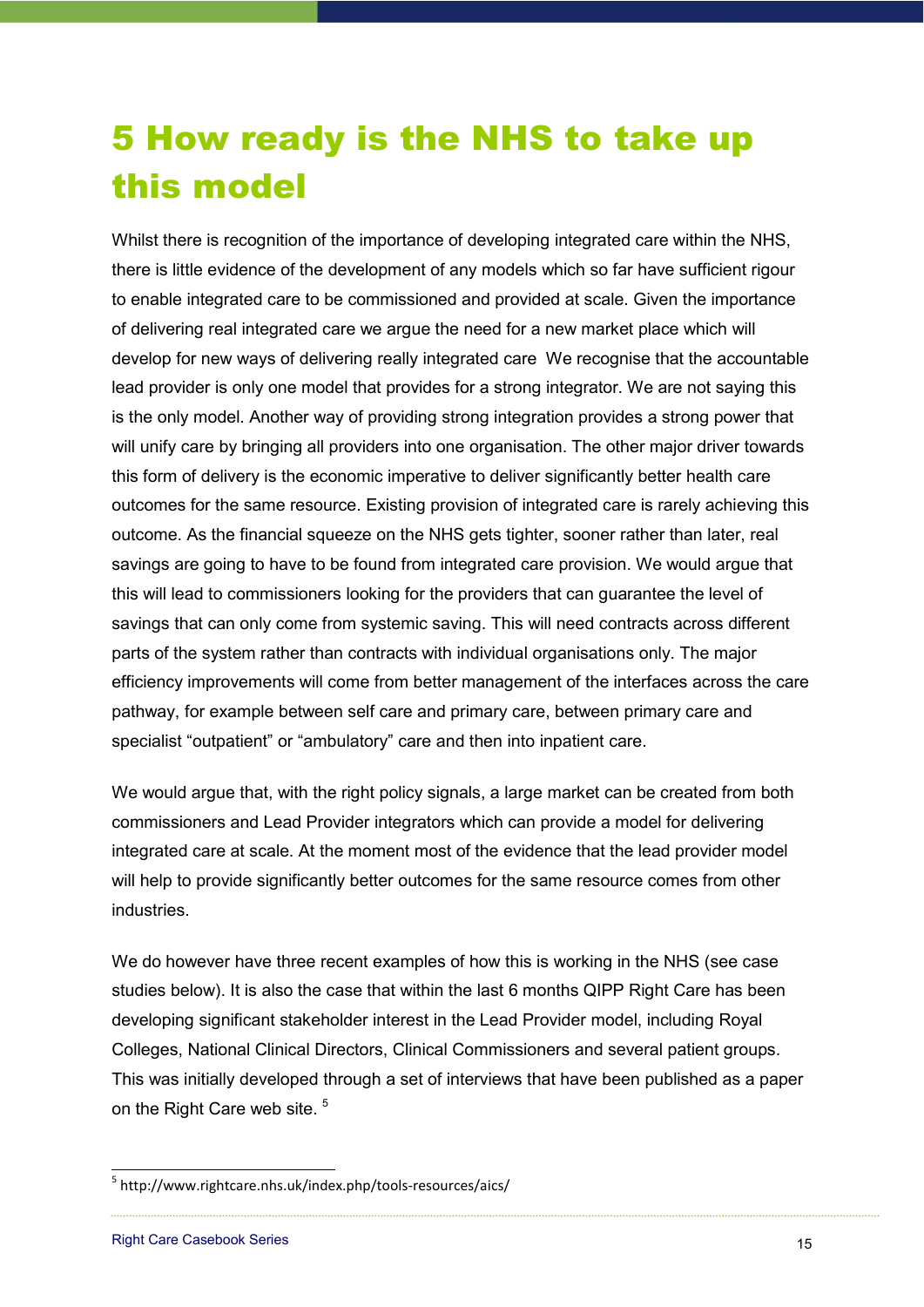# 5 How ready is the NHS to take up this model

Whilst there is recognition of the importance of developing integrated care within the NHS, there is little evidence of the development of any models which so far have sufficient rigour to enable integrated care to be commissioned and provided at scale. Given the importance of delivering real integrated care we argue the need for a new market place which will develop for new ways of delivering really integrated care  We recognise that the accountable lead provider is only one model that provides for a strong integrator. We are not saying this is the only model. Another way of providing strong integration provides a strong power that will unify care by bringing all providers into one organisation. The other major driver towards this form of delivery is the economic imperative to deliver significantly better health care outcomes for the same resource. Existing provision of integrated care is rarely achieving this outcome. As the financial squeeze on the NHS gets tighter, sooner rather than later, real savings are going to have to be found from integrated care provision. We would argue that this will lead to commissioners looking for the providers that can guarantee the level of savings that can only come from systemic saving. This will need contracts across different parts of the system rather than contracts with individual organisations only. The major efficiency improvements will come from better management of the interfaces across the care pathway, for example between self care and primary care, between primary care and specialist "outpatient" or "ambulatory" care and then into inpatient care.

We would argue that, with the right policy signals, a large market can be created from both commissioners and Lead Provider integrators which can provide a model for delivering integrated care at scale. At the moment most of the evidence that the lead provider model will help to provide significantly better outcomes for the same resource comes from other industries.

We do however have three recent examples of how this is working in the NHS (see case studies below). It is also the case that within the last 6 months QIPP Right Care has been developing significant stakeholder interest in the Lead Provider model, including Royal Colleges, National Clinical Directors, Clinical Commissioners and several patient groups. This was initially developed through a set of interviews that have been published as a paper on the Right Care web site. [5]

[5] http://www.rightcare.nhs.uk/index.php/tools-resources/aics/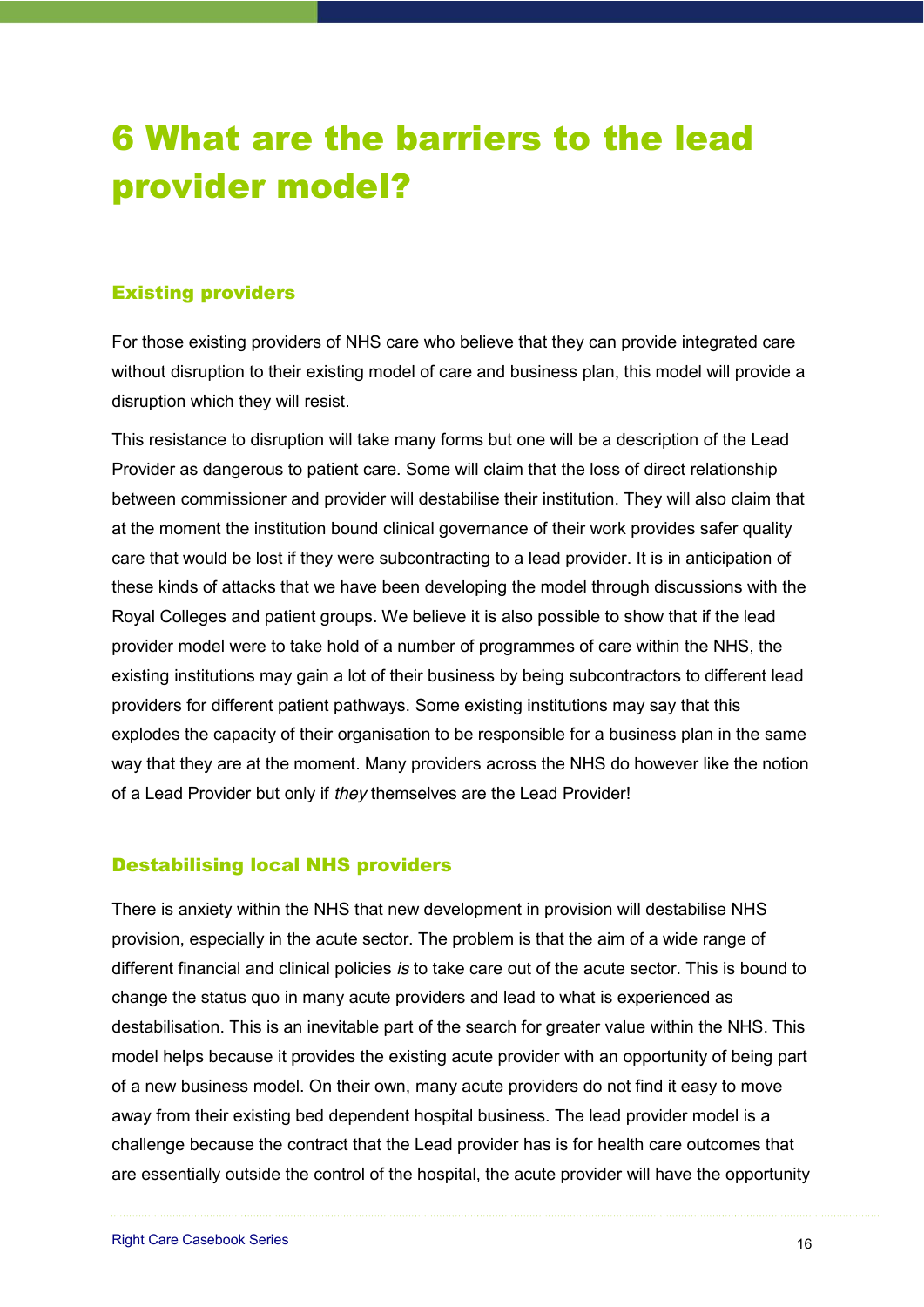# 6 What are the barriers to the lead provider model?

## Existing providers

For those existing providers of NHS care who believe that they can provide integrated care without disruption to their existing model of care and business plan, this model will provide a disruption which they will resist.

This resistance to disruption will take many forms but one will be a description of the Lead Provider as dangerous to patient care. Some will claim that the loss of direct relationship between commissioner and provider will destabilise their institution. They will also claim that at the moment the institution bound clinical governance of their work provides safer quality care that would be lost if they were subcontracting to a lead provider. It is in anticipation of these kinds of attacks that we have been developing the model through discussions with the Royal Colleges and patient groups. We believe it is also possible to show that if the lead provider model were to take hold of a number of programmes of care within the NHS, the existing institutions may gain a lot of their business by being subcontractors to different lead providers for different patient pathways. Some existing institutions may say that this explodes the capacity of their organisation to be responsible for a business plan in the same way that they are at the moment. Many providers across the NHS do however like the notion of a Lead Provider but only if *they* themselves are the Lead Provider!

## Destabilising local NHS providers

There is anxiety within the NHS that new development in provision will destabilise NHS provision, especially in the acute sector. The problem is that the aim of a wide range of different financial and clinical policies *is* to take care out of the acute sector. This is bound to change the status quo in many acute providers and lead to what is experienced as destabilisation. This is an inevitable part of the search for greater value within the NHS. This model helps because it provides the existing acute provider with an opportunity of being part of a new business model. On their own, many acute providers do not find it easy to move away from their existing bed dependent hospital business. The lead provider model is a challenge because the contract that the Lead provider has is for health care outcomes that are essentially outside the control of the hospital, the acute provider will have the opportunity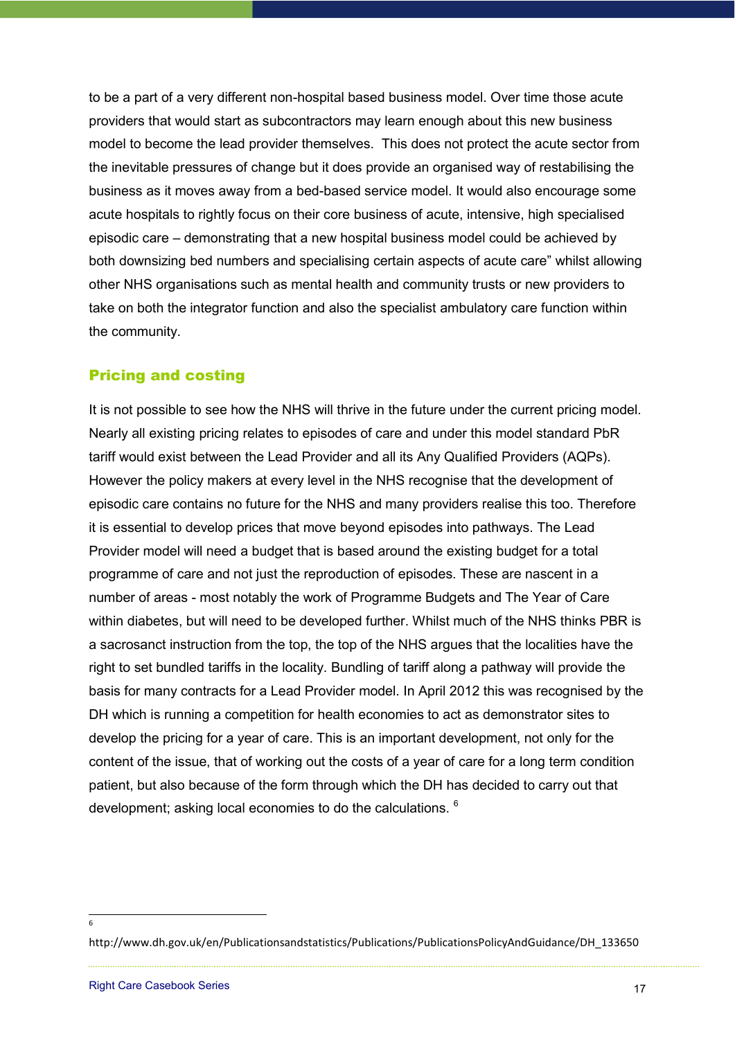to be a part of a very different non-hospital based business model. Over time those acute providers that would start as subcontractors may learn enough about this new business model to become the lead provider themselves. This does not protect the acute sector from the inevitable pressures of change but it does provide an organised way of restabilising the business as it moves away from a bed-based service model. It would also encourage some acute hospitals to rightly focus on their core business of acute, intensive, high specialised episodic care – demonstrating that a new hospital business model could be achieved by both downsizing bed numbers and specialising certain aspects of acute care" whilst allowing other NHS organisations such as mental health and community trusts or new providers to take on both the integrator function and also the specialist ambulatory care function within the community.

## Pricing and costing

It is not possible to see how the NHS will thrive in the future under the current pricing model. Nearly all existing pricing relates to episodes of care and under this model standard PbR tariff would exist between the Lead Provider and all its Any Qualified Providers (AQPs). However the policy makers at every level in the NHS recognise that the development of episodic care contains no future for the NHS and many providers realise this too. Therefore it is essential to develop prices that move beyond episodes into pathways. The Lead Provider model will need a budget that is based around the existing budget for a total programme of care and not just the reproduction of episodes. These are nascent in a number of areas - most notably the work of Programme Budgets and The Year of Care within diabetes, but will need to be developed further. Whilst much of the NHS thinks PBR is a sacrosanct instruction from the top, the top of the NHS argues that the localities have the right to set bundled tariffs in the locality. Bundling of tariff along a pathway will provide the basis for many contracts for a Lead Provider model. In April 2012 this was recognised by the DH which is running a competition for health economies to act as demonstrator sites to develop the pricing for a year of care. This is an important development, not only for the content of the issue, that of working out the costs of a year of care for a long term condition patient, but also because of the form through which the DH has decided to carry out that development; asking local economies to do the calculations. [6]

---

[6] http://www.dh.gov.uk/en/Publicationsandstatistics/Publications/PublicationsPolicyAndGuidance/DH_133650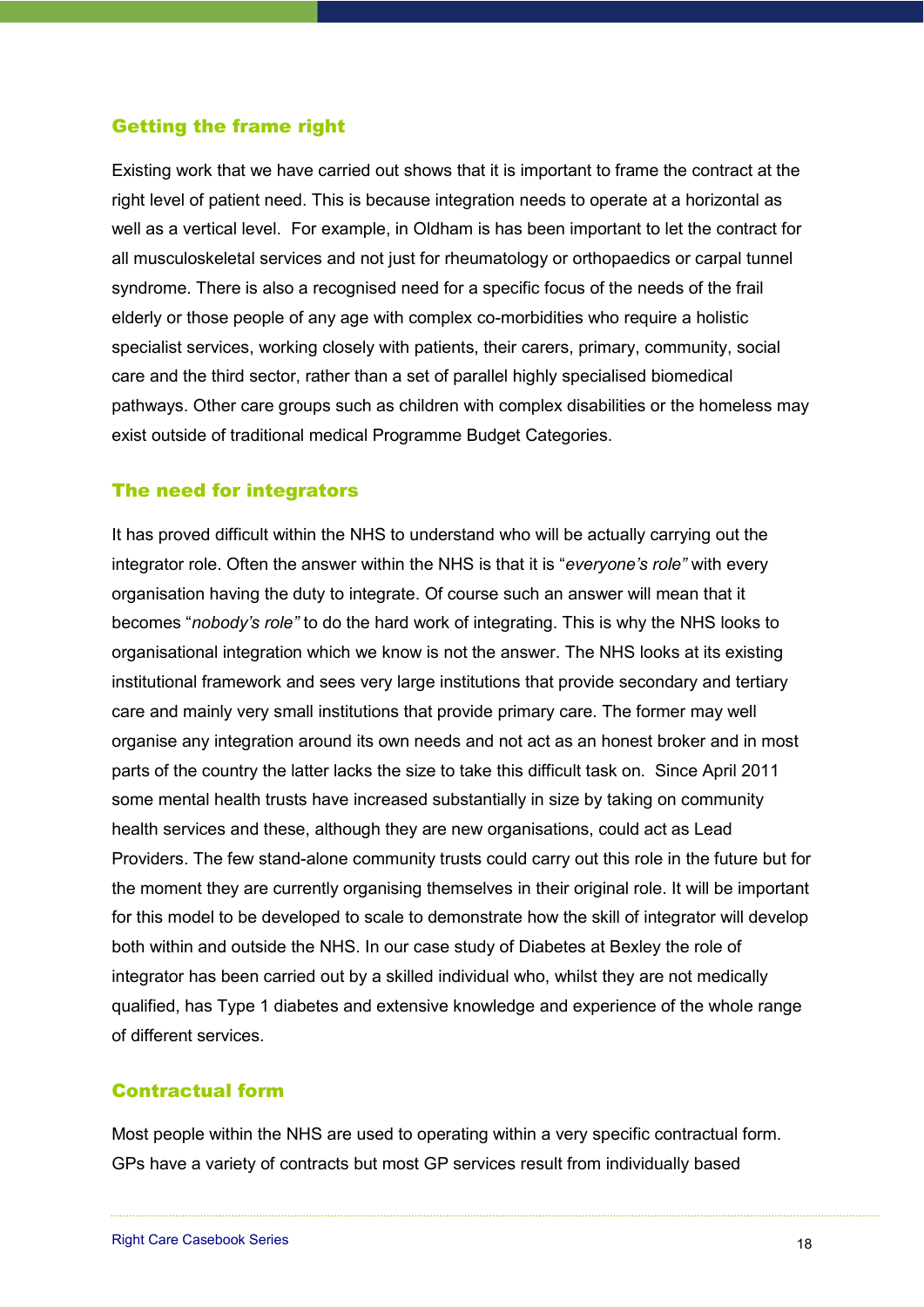## Getting the frame right

Existing work that we have carried out shows that it is important to frame the contract at the right level of patient need. This is because integration needs to operate at a horizontal as well as a vertical level. For example, in Oldham is has been important to let the contract for all musculoskeletal services and not just for rheumatology or orthopaedics or carpal tunnel syndrome. There is also a recognised need for a specific focus of the needs of the frail elderly or those people of any age with complex co-morbidities who require a holistic specialist services, working closely with patients, their carers, primary, community, social care and the third sector, rather than a set of parallel highly specialised biomedical pathways. Other care groups such as children with complex disabilities or the homeless may exist outside of traditional medical Programme Budget Categories.

## The need for integrators

It has proved difficult within the NHS to understand who will be actually carrying out the integrator role. Often the answer within the NHS is that it is "*everyone's role"* with every organisation having the duty to integrate. Of course such an answer will mean that it becomes "*nobody's role"* to do the hard work of integrating. This is why the NHS looks to organisational integration which we know is not the answer. The NHS looks at its existing institutional framework and sees very large institutions that provide secondary and tertiary care and mainly very small institutions that provide primary care. The former may well organise any integration around its own needs and not act as an honest broker and in most parts of the country the latter lacks the size to take this difficult task on. Since April 2011 some mental health trusts have increased substantially in size by taking on community health services and these, although they are new organisations, could act as Lead Providers. The few stand-alone community trusts could carry out this role in the future but for the moment they are currently organising themselves in their original role. It will be important for this model to be developed to scale to demonstrate how the skill of integrator will develop both within and outside the NHS. In our case study of Diabetes at Bexley the role of integrator has been carried out by a skilled individual who, whilst they are not medically qualified, has Type 1 diabetes and extensive knowledge and experience of the whole range of different services.

## Contractual form

Most people within the NHS are used to operating within a very specific contractual form. GPs have a variety of contracts but most GP services result from individually based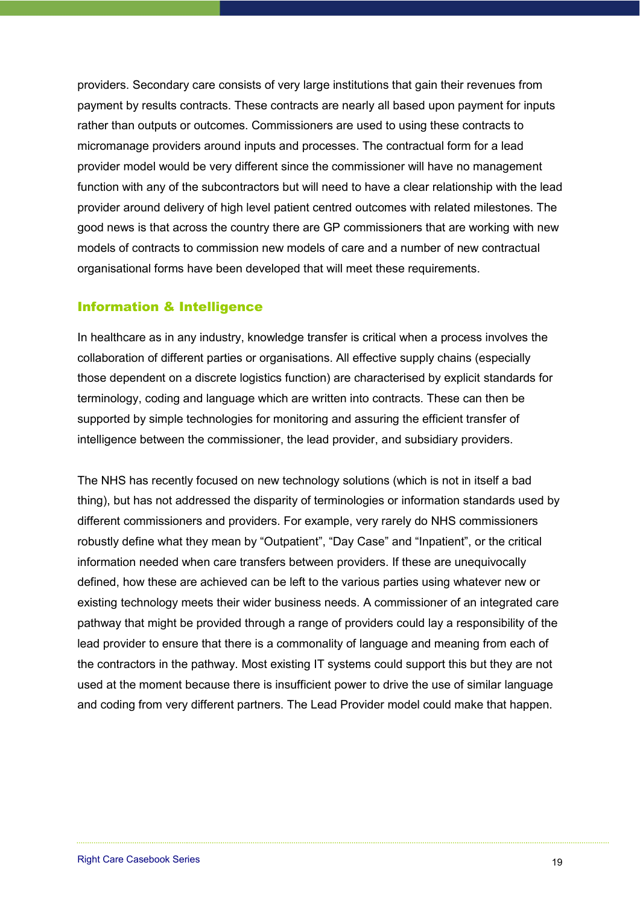providers. Secondary care consists of very large institutions that gain their revenues from payment by results contracts. These contracts are nearly all based upon payment for inputs rather than outputs or outcomes. Commissioners are used to using these contracts to micromanage providers around inputs and processes. The contractual form for a lead provider model would be very different since the commissioner will have no management function with any of the subcontractors but will need to have a clear relationship with the lead provider around delivery of high level patient centred outcomes with related milestones. The good news is that across the country there are GP commissioners that are working with new models of contracts to commission new models of care and a number of new contractual organisational forms have been developed that will meet these requirements.

## Information & Intelligence

In healthcare as in any industry, knowledge transfer is critical when a process involves the collaboration of different parties or organisations. All effective supply chains (especially those dependent on a discrete logistics function) are characterised by explicit standards for terminology, coding and language which are written into contracts. These can then be supported by simple technologies for monitoring and assuring the efficient transfer of intelligence between the commissioner, the lead provider, and subsidiary providers.

The NHS has recently focused on new technology solutions (which is not in itself a bad thing), but has not addressed the disparity of terminologies or information standards used by different commissioners and providers. For example, very rarely do NHS commissioners robustly define what they mean by “Outpatient”, “Day Case” and “Inpatient”, or the critical information needed when care transfers between providers. If these are unequivocally defined, how these are achieved can be left to the various parties using whatever new or existing technology meets their wider business needs. A commissioner of an integrated care pathway that might be provided through a range of providers could lay a responsibility of the lead provider to ensure that there is a commonality of language and meaning from each of the contractors in the pathway. Most existing IT systems could support this but they are not used at the moment because there is insufficient power to drive the use of similar language and coding from very different partners. The Lead Provider model could make that happen.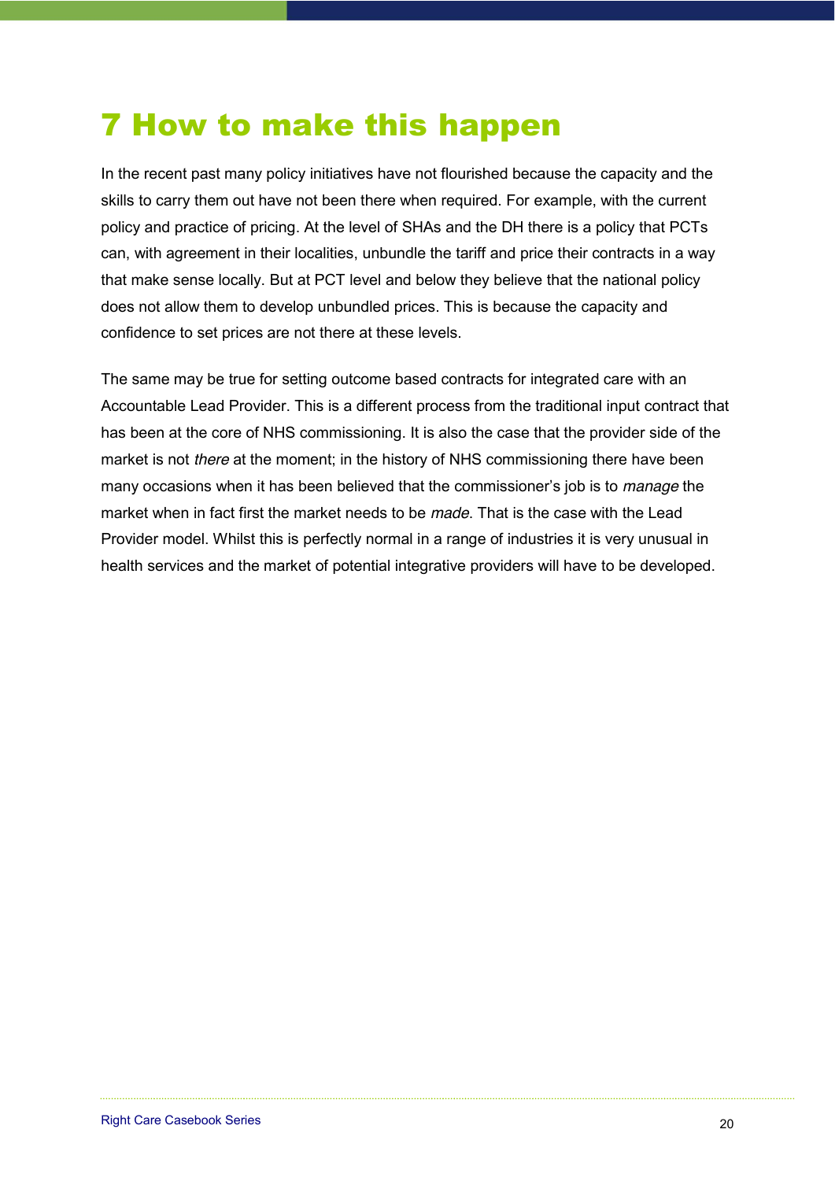# 7 How to make this happen

In the recent past many policy initiatives have not flourished because the capacity and the skills to carry them out have not been there when required. For example, with the current policy and practice of pricing. At the level of SHAs and the DH there is a policy that PCTs can, with agreement in their localities, unbundle the tariff and price their contracts in a way that make sense locally. But at PCT level and below they believe that the national policy does not allow them to develop unbundled prices. This is because the capacity and confidence to set prices are not there at these levels.

The same may be true for setting outcome based contracts for integrated care with an Accountable Lead Provider. This is a different process from the traditional input contract that has been at the core of NHS commissioning. It is also the case that the provider side of the market is not *there* at the moment; in the history of NHS commissioning there have been many occasions when it has been believed that the commissioner's job is to *manage* the market when in fact first the market needs to be *made*. That is the case with the Lead Provider model. Whilst this is perfectly normal in a range of industries it is very unusual in health services and the market of potential integrative providers will have to be developed.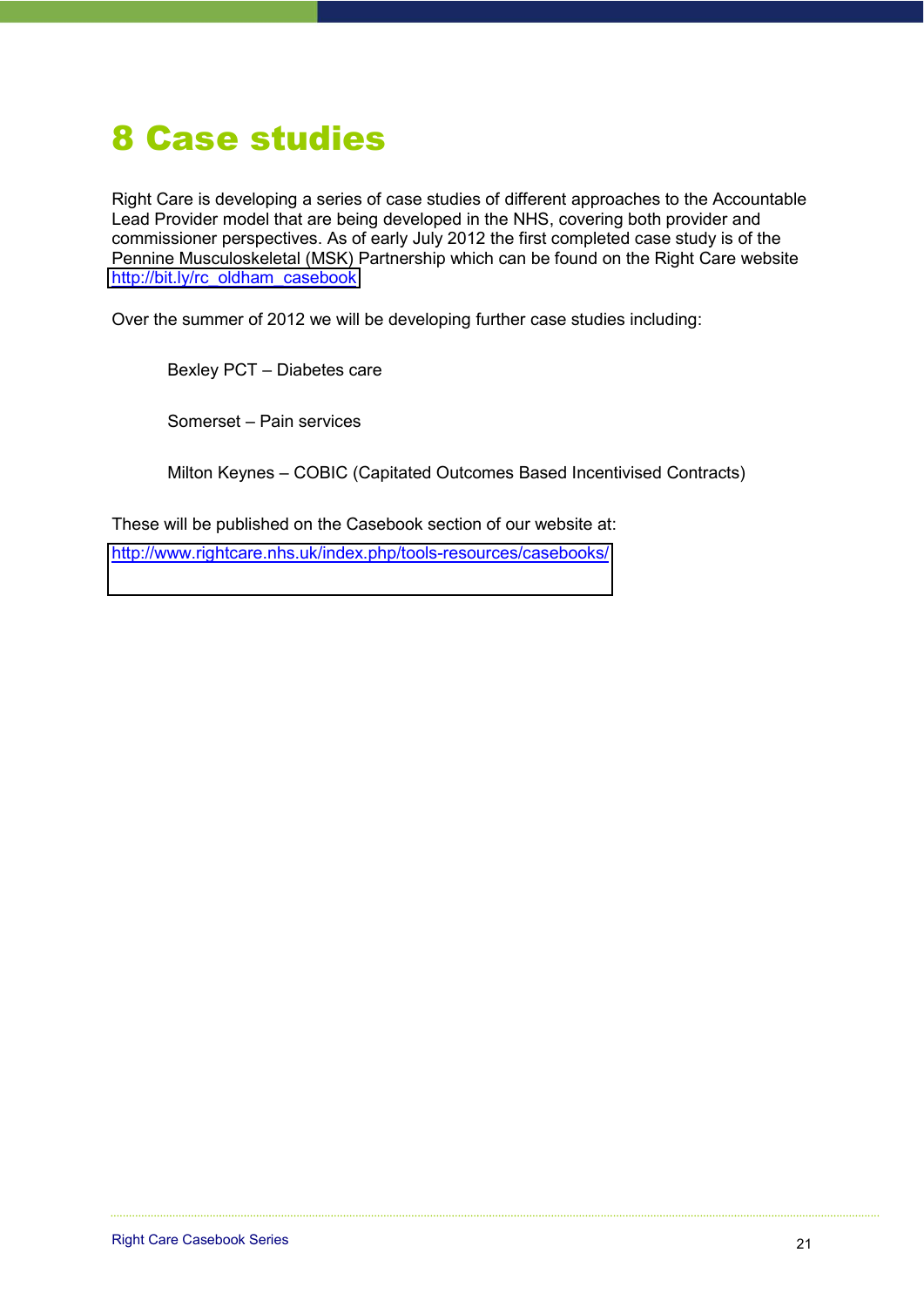# 8 Case studies

Right Care is developing a series of case studies of different approaches to the Accountable Lead Provider model that are being developed in the NHS, covering both provider and commissioner perspectives. As of early July 2012 the first completed case study is of the Pennine Musculoskeletal (MSK) Partnership which can be found on the Right Care website http://bit.ly/rc_oldham_casebook

Over the summer of 2012 we will be developing further case studies including:

Bexley PCT – Diabetes care

Somerset – Pain services

Milton Keynes – COBIC (Capitated Outcomes Based Incentivised Contracts)

These will be published on the Casebook section of our website at:

http://www.rightcare.nhs.uk/index.php/tools-resources/casebooks/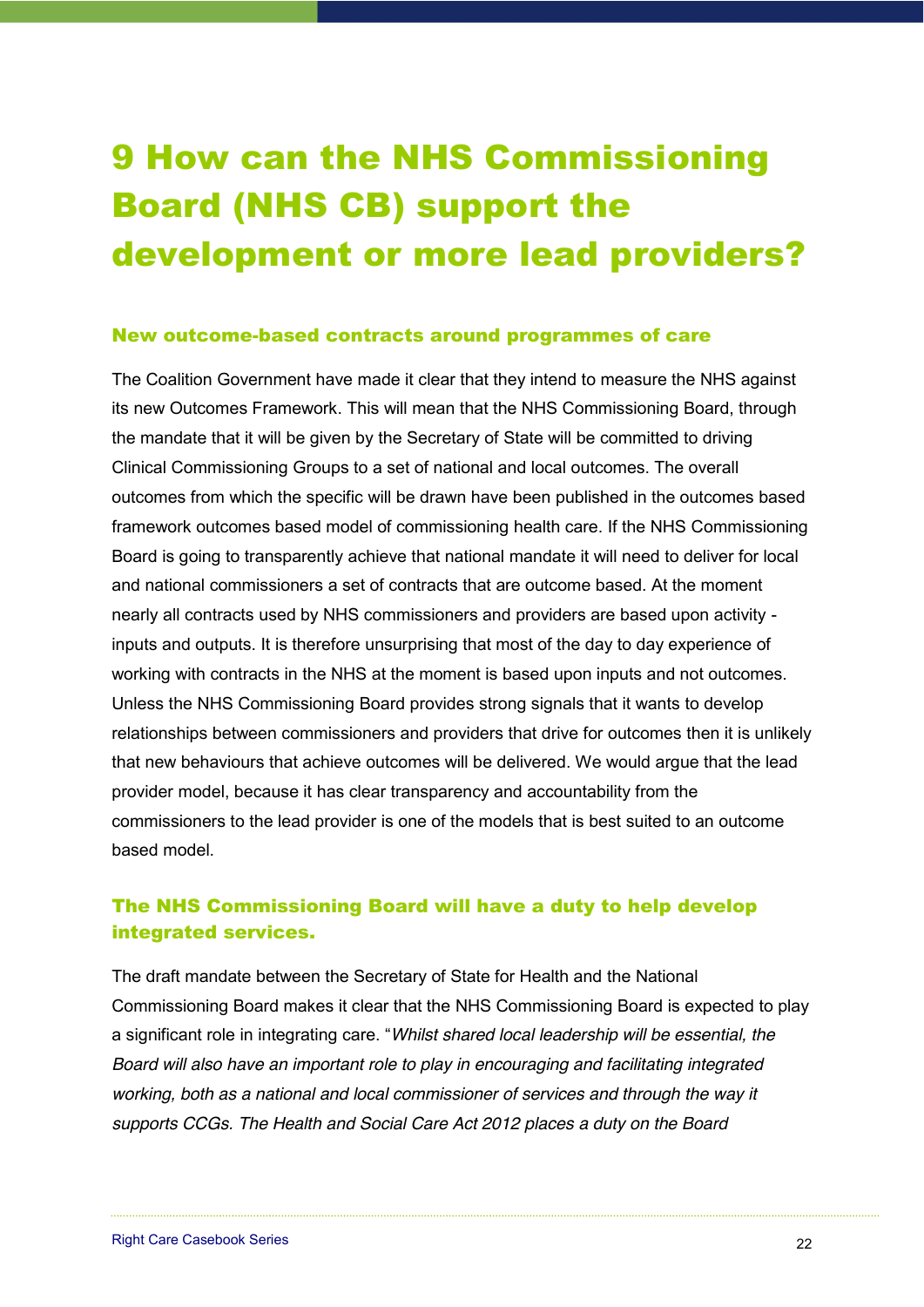# 9 How can the NHS Commissioning Board (NHS CB) support the development or more lead providers?

## New outcome-based contracts around programmes of care

The Coalition Government have made it clear that they intend to measure the NHS against its new Outcomes Framework. This will mean that the NHS Commissioning Board, through the mandate that it will be given by the Secretary of State will be committed to driving Clinical Commissioning Groups to a set of national and local outcomes. The overall outcomes from which the specific will be drawn have been published in the outcomes based framework outcomes based model of commissioning health care. If the NHS Commissioning Board is going to transparently achieve that national mandate it will need to deliver for local and national commissioners a set of contracts that are outcome based. At the moment nearly all contracts used by NHS commissioners and providers are based upon activity - inputs and outputs. It is therefore unsurprising that most of the day to day experience of working with contracts in the NHS at the moment is based upon inputs and not outcomes. Unless the NHS Commissioning Board provides strong signals that it wants to develop relationships between commissioners and providers that drive for outcomes then it is unlikely that new behaviours that achieve outcomes will be delivered. We would argue that the lead provider model, because it has clear transparency and accountability from the commissioners to the lead provider is one of the models that is best suited to an outcome based model.

## The NHS Commissioning Board will have a duty to help develop integrated services.

The draft mandate between the Secretary of State for Health and the National Commissioning Board makes it clear that the NHS Commissioning Board is expected to play a significant role in integrating care. "*Whilst shared local leadership will be essential, the Board will also have an important role to play in encouraging and facilitating integrated working, both as a national and local commissioner of services and through the way it supports CCGs. The Health and Social Care Act 2012 places a duty on the Board*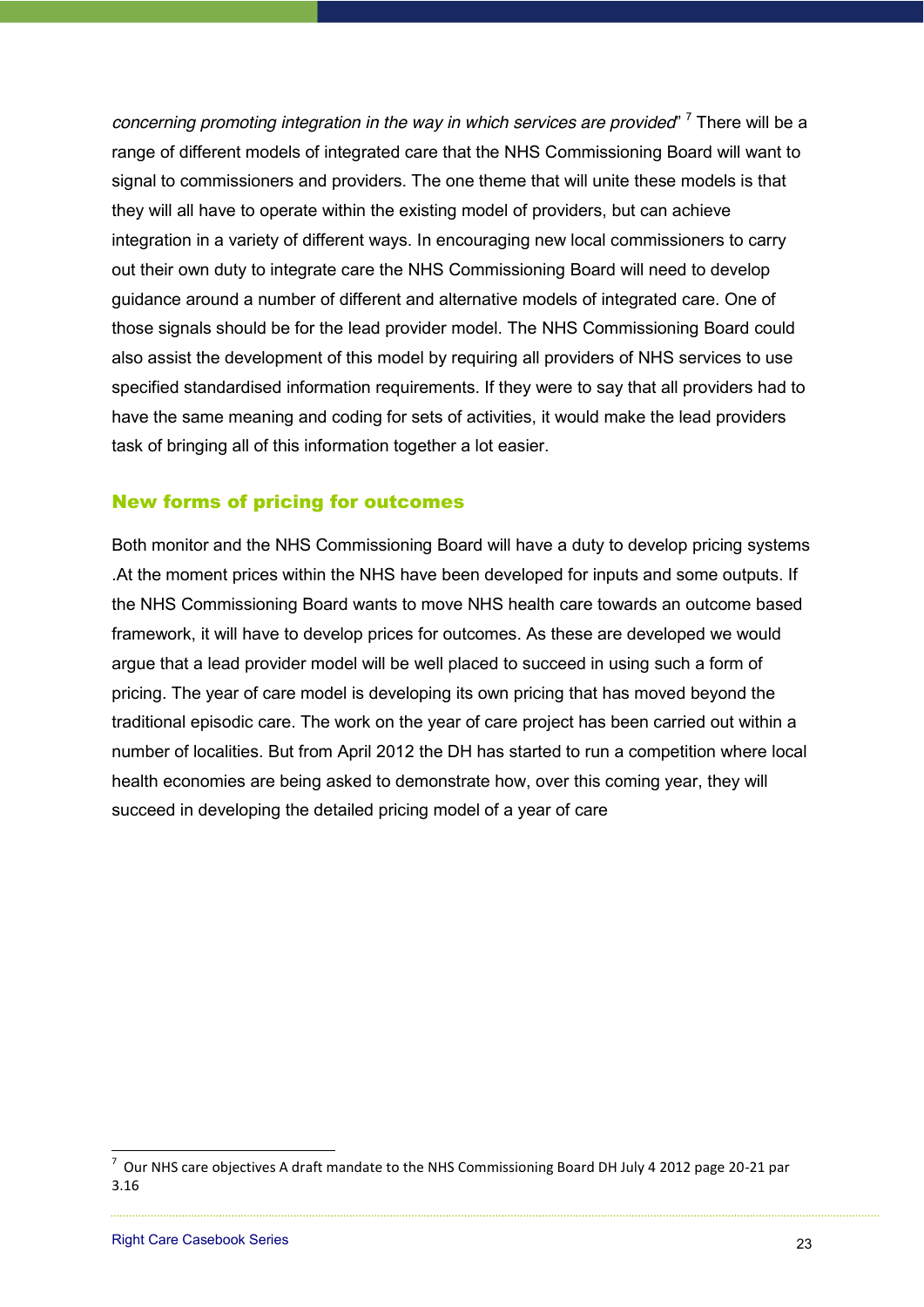*concerning promoting integration in the way in which services are provided*" [7] There will be a range of different models of integrated care that the NHS Commissioning Board will want to signal to commissioners and providers. The one theme that will unite these models is that they will all have to operate within the existing model of providers, but can achieve integration in a variety of different ways. In encouraging new local commissioners to carry out their own duty to integrate care the NHS Commissioning Board will need to develop guidance around a number of different and alternative models of integrated care. One of those signals should be for the lead provider model. The NHS Commissioning Board could also assist the development of this model by requiring all providers of NHS services to use specified standardised information requirements. If they were to say that all providers had to have the same meaning and coding for sets of activities, it would make the lead providers task of bringing all of this information together a lot easier.

## New forms of pricing for outcomes

Both monitor and the NHS Commissioning Board will have a duty to develop pricing systems .At the moment prices within the NHS have been developed for inputs and some outputs. If the NHS Commissioning Board wants to move NHS health care towards an outcome based framework, it will have to develop prices for outcomes. As these are developed we would argue that a lead provider model will be well placed to succeed in using such a form of pricing. The year of care model is developing its own pricing that has moved beyond the traditional episodic care. The work on the year of care project has been carried out within a number of localities. But from April 2012 the DH has started to run a competition where local health economies are being asked to demonstrate how, over this coming year, they will succeed in developing the detailed pricing model of a year of care

---

[7] Our NHS care objectives A draft mandate to the NHS Commissioning Board DH July 4 2012 page 20-21 par 3.16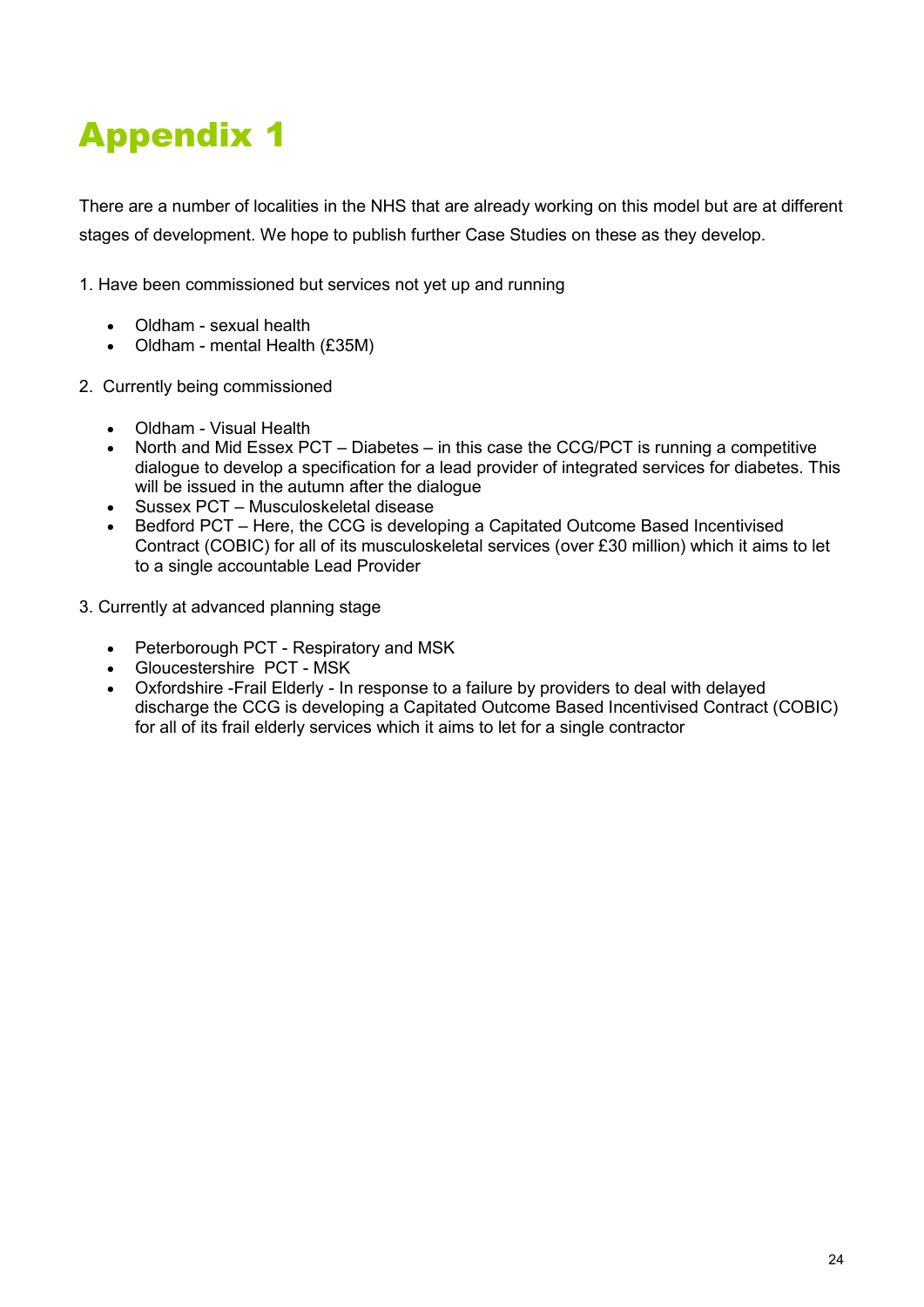# Appendix 1

There are a number of localities in the NHS that are already working on this model but are at different stages of development. We hope to publish further Case Studies on these as they develop.

1. Have been commissioned but services not yet up and running

- Oldham - sexual health
- Oldham - mental Health (£35M)

2. Currently being commissioned

- Oldham - Visual Health
- North and Mid Essex PCT – Diabetes – in this case the CCG/PCT is running a competitive dialogue to develop a specification for a lead provider of integrated services for diabetes. This will be issued in the autumn after the dialogue
- Sussex PCT – Musculoskeletal disease
- Bedford PCT – Here, the CCG is developing a Capitated Outcome Based Incentivised Contract (COBIC) for all of its musculoskeletal services (over £30 million) which it aims to let to a single accountable Lead Provider

3. Currently at advanced planning stage

- Peterborough PCT - Respiratory and MSK
- Gloucestershire PCT - MSK
- Oxfordshire -Frail Elderly - In response to a failure by providers to deal with delayed discharge the CCG is developing a Capitated Outcome Based Incentivised Contract (COBIC) for all of its frail elderly services which it aims to let for a single contractor